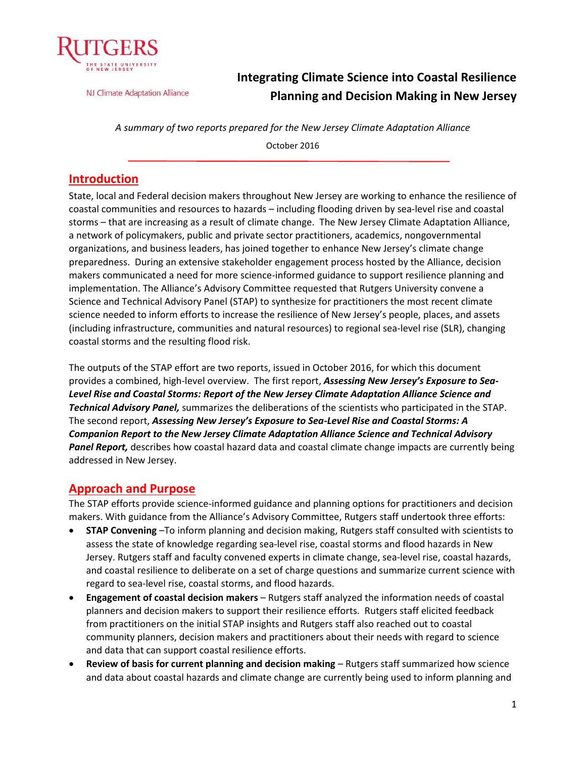RUTGERS
THE STATE UNIVERSITY OF NEW JERSEY

NJ Climate Adaptation Alliance

# Integrating Climate Science into Coastal Resilience Planning and Decision Making in New Jersey

*A summary of two reports prepared for the New Jersey Climate Adaptation Alliance*

October 2016

## Introduction

State, local and Federal decision makers throughout New Jersey are working to enhance the resilience of coastal communities and resources to hazards – including flooding driven by sea-level rise and coastal storms – that are increasing as a result of climate change. The New Jersey Climate Adaptation Alliance, a network of policymakers, public and private sector practitioners, academics, nongovernmental organizations, and business leaders, has joined together to enhance New Jersey's climate change preparedness. During an extensive stakeholder engagement process hosted by the Alliance, decision makers communicated a need for more science-informed guidance to support resilience planning and implementation. The Alliance's Advisory Committee requested that Rutgers University convene a Science and Technical Advisory Panel (STAP) to synthesize for practitioners the most recent climate science needed to inform efforts to increase the resilience of New Jersey's people, places, and assets (including infrastructure, communities and natural resources) to regional sea-level rise (SLR), changing coastal storms and the resulting flood risk.

The outputs of the STAP effort are two reports, issued in October 2016, for which this document provides a combined, high-level overview. The first report, ***Assessing New Jersey's Exposure to Sea-Level Rise and Coastal Storms: Report of the New Jersey Climate Adaptation Alliance Science and Technical Advisory Panel,*** summarizes the deliberations of the scientists who participated in the STAP. The second report, ***Assessing New Jersey's Exposure to Sea-Level Rise and Coastal Storms: A Companion Report to the New Jersey Climate Adaptation Alliance Science and Technical Advisory Panel Report,*** describes how coastal hazard data and coastal climate change impacts are currently being addressed in New Jersey.

## Approach and Purpose

The STAP efforts provide science-informed guidance and planning options for practitioners and decision makers. With guidance from the Alliance's Advisory Committee, Rutgers staff undertook three efforts:

- **STAP Convening** –To inform planning and decision making, Rutgers staff consulted with scientists to assess the state of knowledge regarding sea-level rise, coastal storms and flood hazards in New Jersey. Rutgers staff and faculty convened experts in climate change, sea-level rise, coastal hazards, and coastal resilience to deliberate on a set of charge questions and summarize current science with regard to sea-level rise, coastal storms, and flood hazards.
- **Engagement of coastal decision makers** – Rutgers staff analyzed the information needs of coastal planners and decision makers to support their resilience efforts. Rutgers staff elicited feedback from practitioners on the initial STAP insights and Rutgers staff also reached out to coastal community planners, decision makers and practitioners about their needs with regard to science and data that can support coastal resilience efforts.
- **Review of basis for current planning and decision making** – Rutgers staff summarized how science and data about coastal hazards and climate change are currently being used to inform planning and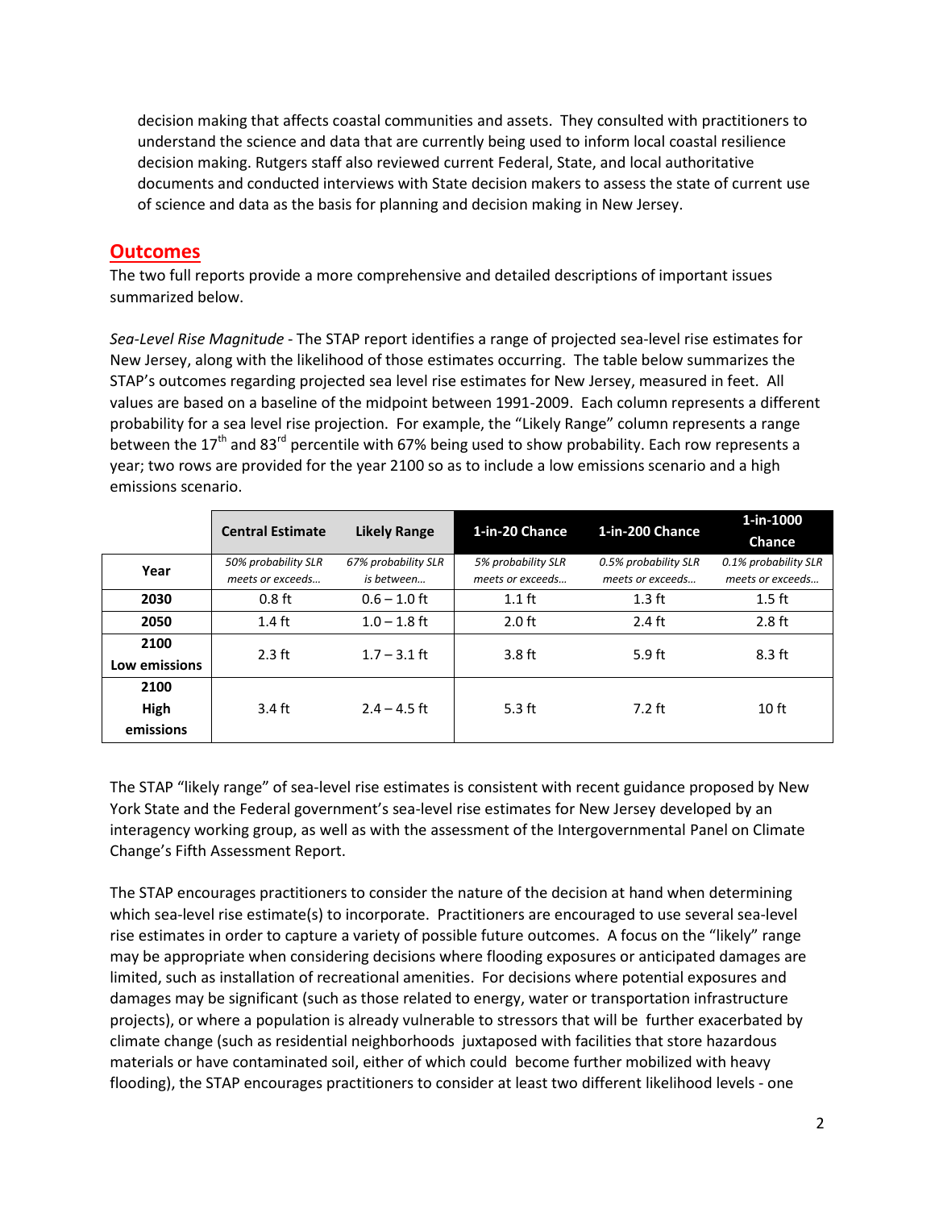decision making that affects coastal communities and assets. They consulted with practitioners to understand the science and data that are currently being used to inform local coastal resilience decision making. Rutgers staff also reviewed current Federal, State, and local authoritative documents and conducted interviews with State decision makers to assess the state of current use of science and data as the basis for planning and decision making in New Jersey.

## Outcomes

The two full reports provide a more comprehensive and detailed descriptions of important issues summarized below.

*Sea-Level Rise Magnitude* - The STAP report identifies a range of projected sea-level rise estimates for New Jersey, along with the likelihood of those estimates occurring. The table below summarizes the STAP's outcomes regarding projected sea level rise estimates for New Jersey, measured in feet. All values are based on a baseline of the midpoint between 1991-2009. Each column represents a different probability for a sea level rise projection. For example, the "Likely Range" column represents a range between the 17th and 83rd percentile with 67% being used to show probability. Each row represents a year; two rows are provided for the year 2100 so as to include a low emissions scenario and a high emissions scenario.

| | **Central Estimate** | **Likely Range** | **1-in-20 Chance** | **1-in-200 Chance** | **1-in-1000 Chance** |
|---|---|---|---|---|---|
| **Year** | *50% probability SLR meets or exceeds…* | *67% probability SLR is between…* | *5% probability SLR meets or exceeds…* | *0.5% probability SLR meets or exceeds…* | *0.1% probability SLR meets or exceeds…* |
| **2030** | 0.8 ft | 0.6 – 1.0 ft | 1.1 ft | 1.3 ft | 1.5 ft |
| **2050** | 1.4 ft | 1.0 – 1.8 ft | 2.0 ft | 2.4 ft | 2.8 ft |
| **2100 Low emissions** | 2.3 ft | 1.7 – 3.1 ft | 3.8 ft | 5.9 ft | 8.3 ft |
| **2100 High emissions** | 3.4 ft | 2.4 – 4.5 ft | 5.3 ft | 7.2 ft | 10 ft |

The STAP "likely range" of sea-level rise estimates is consistent with recent guidance proposed by New York State and the Federal government's sea-level rise estimates for New Jersey developed by an interagency working group, as well as with the assessment of the Intergovernmental Panel on Climate Change's Fifth Assessment Report.

The STAP encourages practitioners to consider the nature of the decision at hand when determining which sea-level rise estimate(s) to incorporate. Practitioners are encouraged to use several sea-level rise estimates in order to capture a variety of possible future outcomes. A focus on the "likely" range may be appropriate when considering decisions where flooding exposures or anticipated damages are limited, such as installation of recreational amenities. For decisions where potential exposures and damages may be significant (such as those related to energy, water or transportation infrastructure projects), or where a population is already vulnerable to stressors that will be further exacerbated by climate change (such as residential neighborhoods juxtaposed with facilities that store hazardous materials or have contaminated soil, either of which could become further mobilized with heavy flooding), the STAP encourages practitioners to consider at least two different likelihood levels - one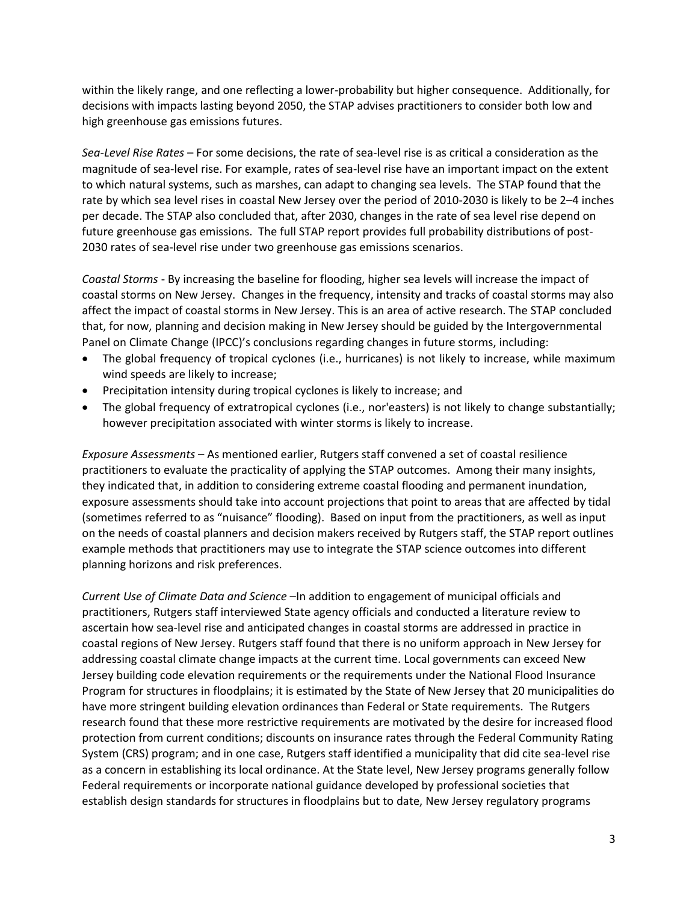within the likely range, and one reflecting a lower-probability but higher consequence. Additionally, for decisions with impacts lasting beyond 2050, the STAP advises practitioners to consider both low and high greenhouse gas emissions futures.

*Sea-Level Rise Rates* – For some decisions, the rate of sea-level rise is as critical a consideration as the magnitude of sea-level rise. For example, rates of sea-level rise have an important impact on the extent to which natural systems, such as marshes, can adapt to changing sea levels. The STAP found that the rate by which sea level rises in coastal New Jersey over the period of 2010-2030 is likely to be 2–4 inches per decade. The STAP also concluded that, after 2030, changes in the rate of sea level rise depend on future greenhouse gas emissions. The full STAP report provides full probability distributions of post-2030 rates of sea-level rise under two greenhouse gas emissions scenarios.

*Coastal Storms* - By increasing the baseline for flooding, higher sea levels will increase the impact of coastal storms on New Jersey. Changes in the frequency, intensity and tracks of coastal storms may also affect the impact of coastal storms in New Jersey. This is an area of active research. The STAP concluded that, for now, planning and decision making in New Jersey should be guided by the Intergovernmental Panel on Climate Change (IPCC)'s conclusions regarding changes in future storms, including:

- The global frequency of tropical cyclones (i.e., hurricanes) is not likely to increase, while maximum wind speeds are likely to increase;
- Precipitation intensity during tropical cyclones is likely to increase; and
- The global frequency of extratropical cyclones (i.e., nor'easters) is not likely to change substantially; however precipitation associated with winter storms is likely to increase.

*Exposure Assessments* – As mentioned earlier, Rutgers staff convened a set of coastal resilience practitioners to evaluate the practicality of applying the STAP outcomes. Among their many insights, they indicated that, in addition to considering extreme coastal flooding and permanent inundation, exposure assessments should take into account projections that point to areas that are affected by tidal (sometimes referred to as "nuisance" flooding). Based on input from the practitioners, as well as input on the needs of coastal planners and decision makers received by Rutgers staff, the STAP report outlines example methods that practitioners may use to integrate the STAP science outcomes into different planning horizons and risk preferences.

*Current Use of Climate Data and Science* –In addition to engagement of municipal officials and practitioners, Rutgers staff interviewed State agency officials and conducted a literature review to ascertain how sea-level rise and anticipated changes in coastal storms are addressed in practice in coastal regions of New Jersey. Rutgers staff found that there is no uniform approach in New Jersey for addressing coastal climate change impacts at the current time. Local governments can exceed New Jersey building code elevation requirements or the requirements under the National Flood Insurance Program for structures in floodplains; it is estimated by the State of New Jersey that 20 municipalities do have more stringent building elevation ordinances than Federal or State requirements. The Rutgers research found that these more restrictive requirements are motivated by the desire for increased flood protection from current conditions; discounts on insurance rates through the Federal Community Rating System (CRS) program; and in one case, Rutgers staff identified a municipality that did cite sea-level rise as a concern in establishing its local ordinance. At the State level, New Jersey programs generally follow Federal requirements or incorporate national guidance developed by professional societies that establish design standards for structures in floodplains but to date, New Jersey regulatory programs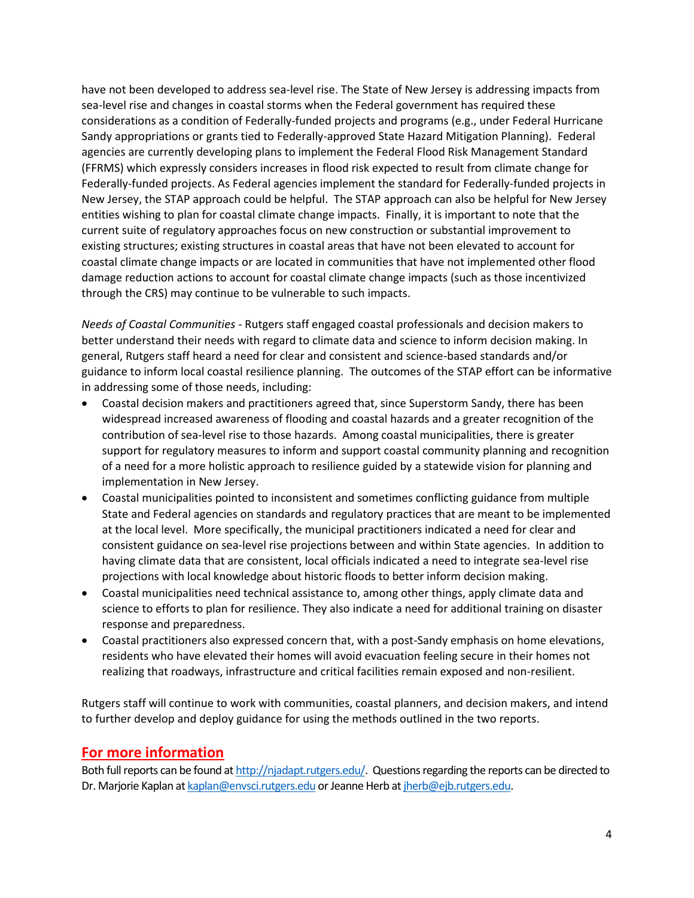have not been developed to address sea-level rise. The State of New Jersey is addressing impacts from sea-level rise and changes in coastal storms when the Federal government has required these considerations as a condition of Federally-funded projects and programs (e.g., under Federal Hurricane Sandy appropriations or grants tied to Federally-approved State Hazard Mitigation Planning). Federal agencies are currently developing plans to implement the Federal Flood Risk Management Standard (FFRMS) which expressly considers increases in flood risk expected to result from climate change for Federally-funded projects. As Federal agencies implement the standard for Federally-funded projects in New Jersey, the STAP approach could be helpful. The STAP approach can also be helpful for New Jersey entities wishing to plan for coastal climate change impacts. Finally, it is important to note that the current suite of regulatory approaches focus on new construction or substantial improvement to existing structures; existing structures in coastal areas that have not been elevated to account for coastal climate change impacts or are located in communities that have not implemented other flood damage reduction actions to account for coastal climate change impacts (such as those incentivized through the CRS) may continue to be vulnerable to such impacts.

*Needs of Coastal Communities* - Rutgers staff engaged coastal professionals and decision makers to better understand their needs with regard to climate data and science to inform decision making. In general, Rutgers staff heard a need for clear and consistent and science-based standards and/or guidance to inform local coastal resilience planning. The outcomes of the STAP effort can be informative in addressing some of those needs, including:

- Coastal decision makers and practitioners agreed that, since Superstorm Sandy, there has been widespread increased awareness of flooding and coastal hazards and a greater recognition of the contribution of sea-level rise to those hazards. Among coastal municipalities, there is greater support for regulatory measures to inform and support coastal community planning and recognition of a need for a more holistic approach to resilience guided by a statewide vision for planning and implementation in New Jersey.
- Coastal municipalities pointed to inconsistent and sometimes conflicting guidance from multiple State and Federal agencies on standards and regulatory practices that are meant to be implemented at the local level. More specifically, the municipal practitioners indicated a need for clear and consistent guidance on sea-level rise projections between and within State agencies. In addition to having climate data that are consistent, local officials indicated a need to integrate sea-level rise projections with local knowledge about historic floods to better inform decision making.
- Coastal municipalities need technical assistance to, among other things, apply climate data and science to efforts to plan for resilience. They also indicate a need for additional training on disaster response and preparedness.
- Coastal practitioners also expressed concern that, with a post-Sandy emphasis on home elevations, residents who have elevated their homes will avoid evacuation feeling secure in their homes not realizing that roadways, infrastructure and critical facilities remain exposed and non-resilient.

Rutgers staff will continue to work with communities, coastal planners, and decision makers, and intend to further develop and deploy guidance for using the methods outlined in the two reports.

## For more information

Both full reports can be found at http://njadapt.rutgers.edu/. Questions regarding the reports can be directed to Dr. Marjorie Kaplan at kaplan@envsci.rutgers.edu or Jeanne Herb at jherb@ejb.rutgers.edu.